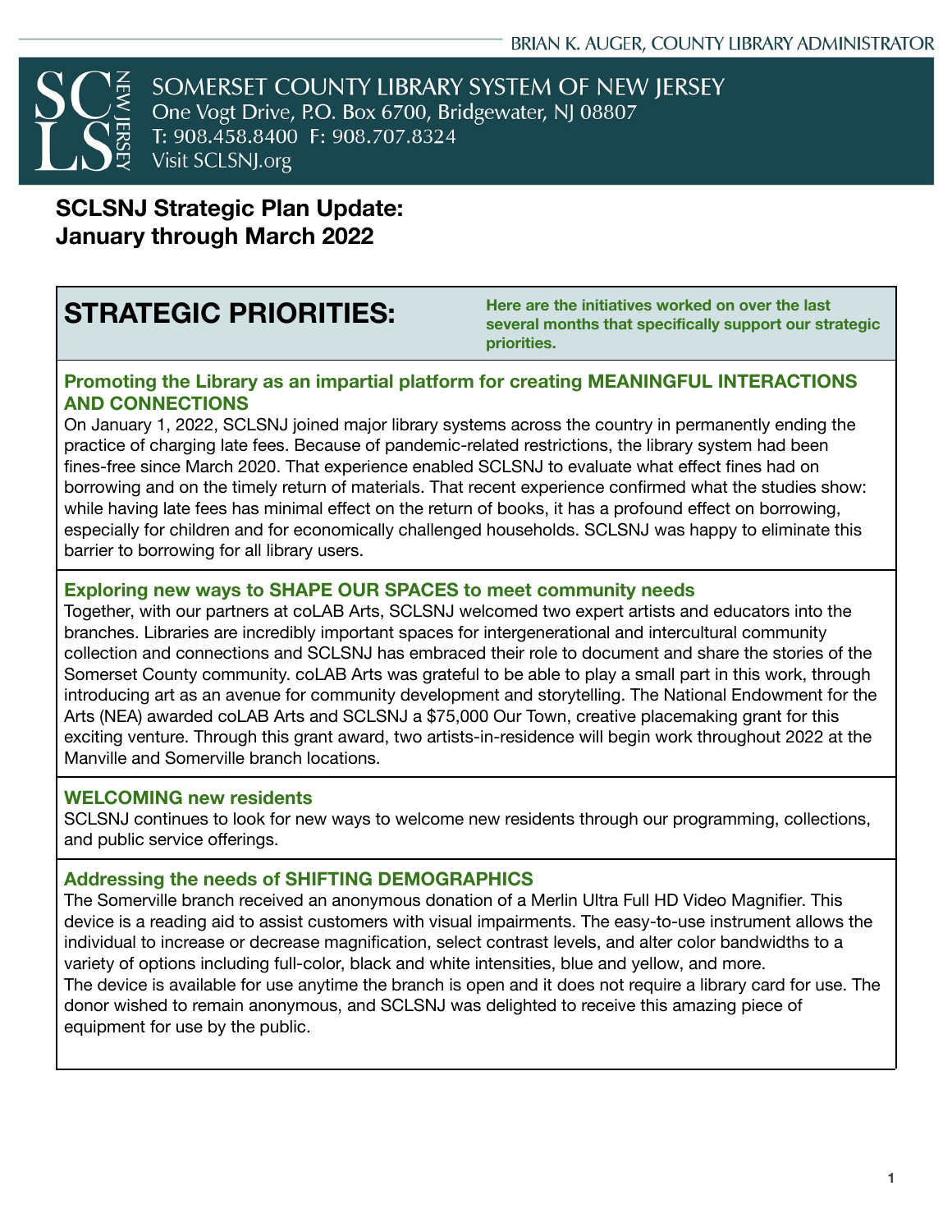BRIAN K. AUGER, COUNTY LIBRARY ADMINISTRATOR

SOMERSET COUNTY LIBRARY SYSTEM OF NEW JERSEY
One Vogt Drive, P.O. Box 6700, Bridgewater, NJ 08807
T: 908.458.8400 F: 908.707.8324
Visit SCLSNJ.org

# SCLSNJ Strategic Plan Update: January through March 2022

## STRATEGIC PRIORITIES:

**Here are the initiatives worked on over the last several months that specifically support our strategic priorities.**

### Promoting the Library as an impartial platform for creating MEANINGFUL INTERACTIONS AND CONNECTIONS

On January 1, 2022, SCLSNJ joined major library systems across the country in permanently ending the practice of charging late fees. Because of pandemic-related restrictions, the library system had been fines-free since March 2020. That experience enabled SCLSNJ to evaluate what effect fines had on borrowing and on the timely return of materials. That recent experience confirmed what the studies show: while having late fees has minimal effect on the return of books, it has a profound effect on borrowing, especially for children and for economically challenged households. SCLSNJ was happy to eliminate this barrier to borrowing for all library users.

### Exploring new ways to SHAPE OUR SPACES to meet community needs

Together, with our partners at coLAB Arts, SCLSNJ welcomed two expert artists and educators into the branches. Libraries are incredibly important spaces for intergenerational and intercultural community collection and connections and SCLSNJ has embraced their role to document and share the stories of the Somerset County community. coLAB Arts was grateful to be able to play a small part in this work, through introducing art as an avenue for community development and storytelling. The National Endowment for the Arts (NEA) awarded coLAB Arts and SCLSNJ a $75,000 Our Town, creative placemaking grant for this exciting venture. Through this grant award, two artists-in-residence will begin work throughout 2022 at the Manville and Somerville branch locations.

### WELCOMING new residents

SCLSNJ continues to look for new ways to welcome new residents through our programming, collections, and public service offerings.

### Addressing the needs of SHIFTING DEMOGRAPHICS

The Somerville branch received an anonymous donation of a Merlin Ultra Full HD Video Magnifier. This device is a reading aid to assist customers with visual impairments. The easy-to-use instrument allows the individual to increase or decrease magnification, select contrast levels, and alter color bandwidths to a variety of options including full-color, black and white intensities, blue and yellow, and more.
The device is available for use anytime the branch is open and it does not require a library card for use. The donor wished to remain anonymous, and SCLSNJ was delighted to receive this amazing piece of equipment for use by the public.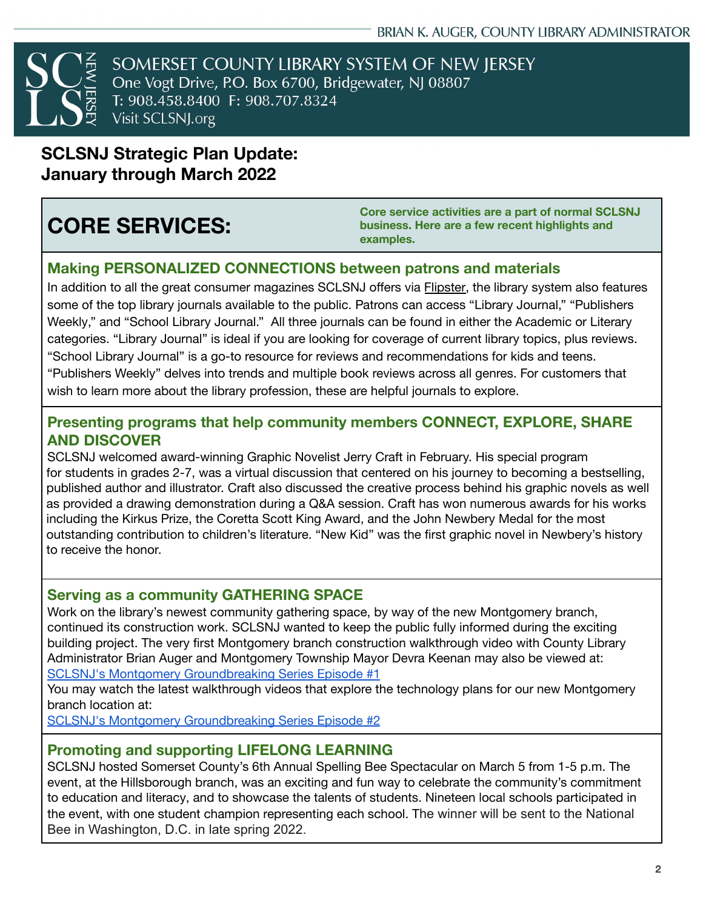BRIAN K. AUGER, COUNTY LIBRARY ADMINISTRATOR

SOMERSET COUNTY LIBRARY SYSTEM OF NEW JERSEY
One Vogt Drive, P.O. Box 6700, Bridgewater, NJ 08807
T: 908.458.8400 F: 908.707.8324
Visit SCLSNJ.org

# SCLSNJ Strategic Plan Update: January through March 2022

## CORE SERVICES:

**Core service activities are a part of normal SCLSNJ business. Here are a few recent highlights and examples.**

### Making PERSONALIZED CONNECTIONS between patrons and materials

In addition to all the great consumer magazines SCLSNJ offers via Flipster, the library system also features some of the top library journals available to the public. Patrons can access "Library Journal," "Publishers Weekly," and "School Library Journal." All three journals can be found in either the Academic or Literary categories. "Library Journal" is ideal if you are looking for coverage of current library topics, plus reviews. "School Library Journal" is a go-to resource for reviews and recommendations for kids and teens. "Publishers Weekly" delves into trends and multiple book reviews across all genres. For customers that wish to learn more about the library profession, these are helpful journals to explore.

### Presenting programs that help community members CONNECT, EXPLORE, SHARE AND DISCOVER

SCLSNJ welcomed award-winning Graphic Novelist Jerry Craft in February. His special program for students in grades 2-7, was a virtual discussion that centered on his journey to becoming a bestselling, published author and illustrator. Craft also discussed the creative process behind his graphic novels as well as provided a drawing demonstration during a Q&A session. Craft has won numerous awards for his works including the Kirkus Prize, the Coretta Scott King Award, and the John Newbery Medal for the most outstanding contribution to children's literature. "New Kid" was the first graphic novel in Newbery's history to receive the honor.

### Serving as a community GATHERING SPACE

Work on the library's newest community gathering space, by way of the new Montgomery branch, continued its construction work. SCLSNJ wanted to keep the public fully informed during the exciting building project. The very first Montgomery branch construction walkthrough video with County Library Administrator Brian Auger and Montgomery Township Mayor Devra Keenan may also be viewed at: SCLSNJ's Montgomery Groundbreaking Series Episode #1

You may watch the latest walkthrough videos that explore the technology plans for our new Montgomery branch location at:
SCLSNJ's Montgomery Groundbreaking Series Episode #2

### Promoting and supporting LIFELONG LEARNING

SCLSNJ hosted Somerset County's 6th Annual Spelling Bee Spectacular on March 5 from 1-5 p.m. The event, at the Hillsborough branch, was an exciting and fun way to celebrate the community's commitment to education and literacy, and to showcase the talents of students. Nineteen local schools participated in the event, with one student champion representing each school. The winner will be sent to the National Bee in Washington, D.C. in late spring 2022.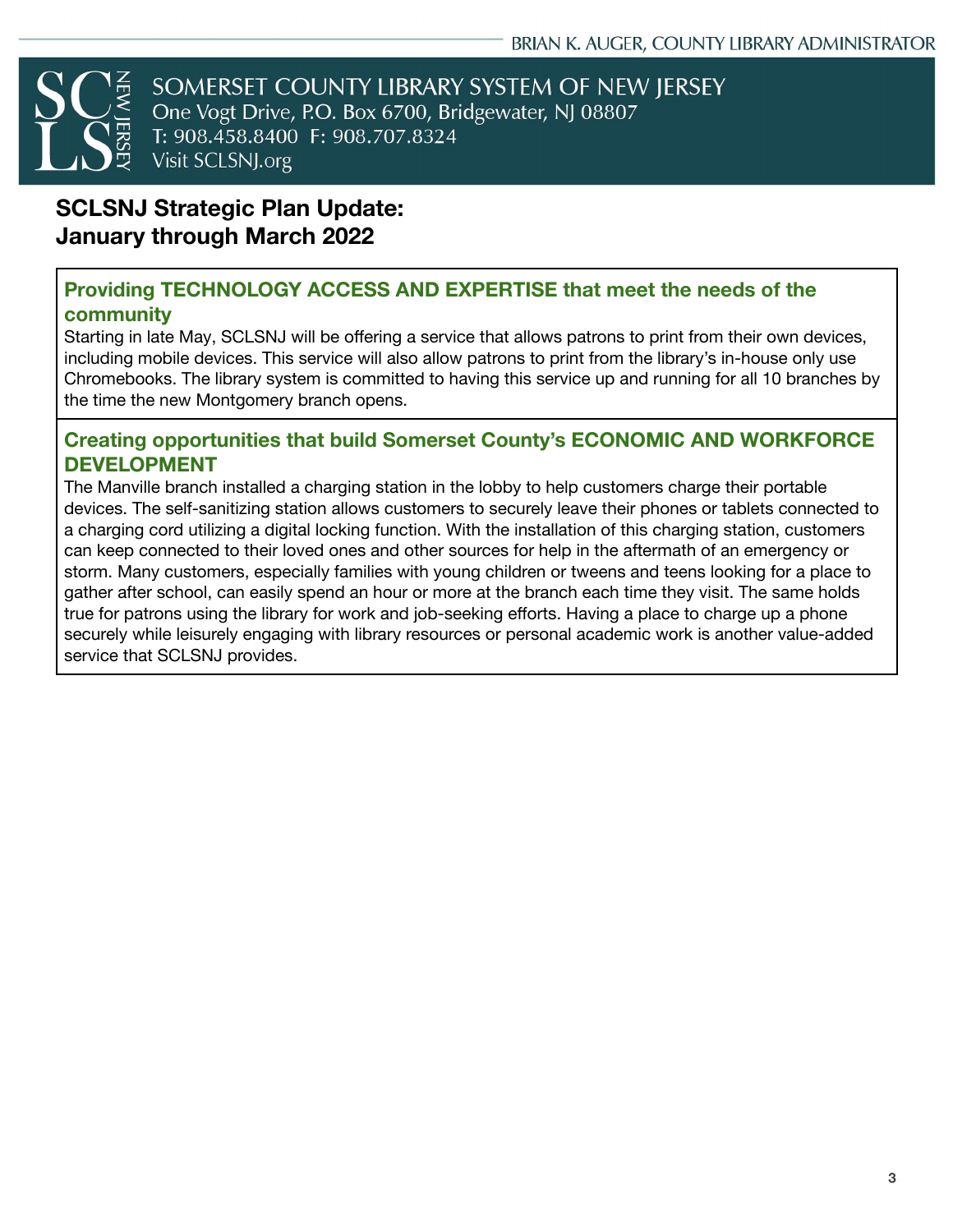BRIAN K. AUGER, COUNTY LIBRARY ADMINISTRATOR

SOMERSET COUNTY LIBRARY SYSTEM OF NEW JERSEY
One Vogt Drive, P.O. Box 6700, Bridgewater, NJ 08807
T: 908.458.8400 F: 908.707.8324
Visit SCLSNJ.org

# SCLSNJ Strategic Plan Update: January through March 2022

## Providing TECHNOLOGY ACCESS AND EXPERTISE that meet the needs of the community

Starting in late May, SCLSNJ will be offering a service that allows patrons to print from their own devices, including mobile devices. This service will also allow patrons to print from the library's in-house only use Chromebooks. The library system is committed to having this service up and running for all 10 branches by the time the new Montgomery branch opens.

## Creating opportunities that build Somerset County's ECONOMIC AND WORKFORCE DEVELOPMENT

The Manville branch installed a charging station in the lobby to help customers charge their portable devices. The self-sanitizing station allows customers to securely leave their phones or tablets connected to a charging cord utilizing a digital locking function. With the installation of this charging station, customers can keep connected to their loved ones and other sources for help in the aftermath of an emergency or storm. Many customers, especially families with young children or tweens and teens looking for a place to gather after school, can easily spend an hour or more at the branch each time they visit. The same holds true for patrons using the library for work and job-seeking efforts. Having a place to charge up a phone securely while leisurely engaging with library resources or personal academic work is another value-added service that SCLSNJ provides.